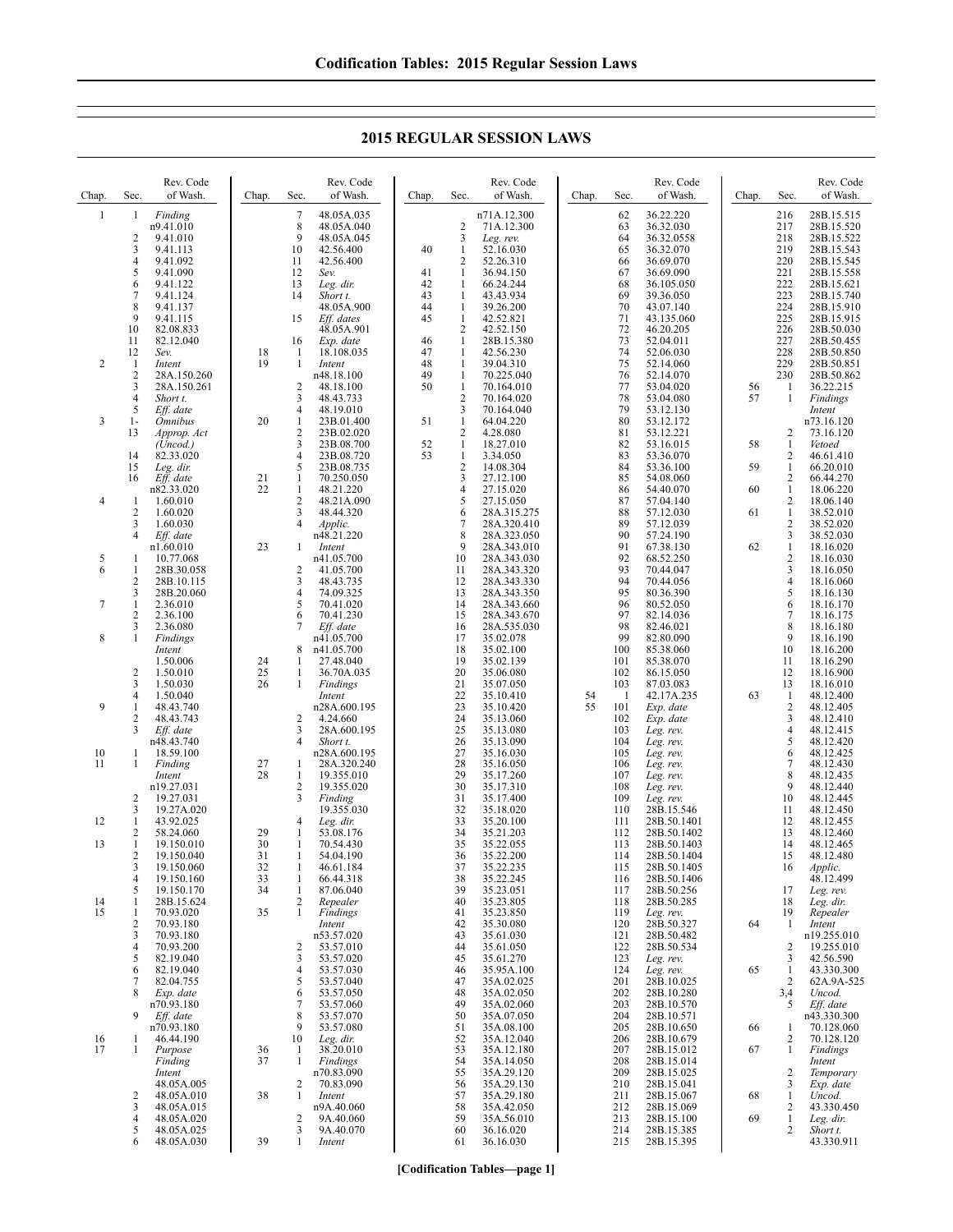# 2015 REGULAR SESSION LAWS

| Chap. | Sec. | Rev. Code of Wash. |
|---|---|---|
| 1 | 1 | *Finding* |
| | | n9.41.010 |
| | 2 | 9.41.010 |
| | 3 | 9.41.113 |
| | 4 | 9.41.092 |
| | 5 | 9.41.090 |
| | 6 | 9.41.122 |
| | 7 | 9.41.124 |
| | 8 | 9.41.137 |
| | 9 | 9.41.115 |
| | 10 | 82.08.833 |
| | 11 | 82.12.040 |
| | 12 | *Sev.* |
| 2 | 1 | *Intent* |
| | 2 | 28A.150.260 |
| | 3 | 28A.150.261 |
| | 4 | *Short t.* |
| | 5 | *Eff. date* |
| 3 | 1-12 | *Omnibus Approp. Act (Uncod.)* |
| | 13 | |
| | 14 | 82.33.020 |
| | 15 | *Leg. dir.* |
| | 16 | *Eff. date* |
| | | n82.33.020 |
| 4 | 1 | 1.60.010 |
| | 2 | 1.60.020 |
| | 3 | 1.60.030 |
| | 4 | *Eff. date* |
| | | n1.60.010 |
| 5 | 1 | 10.77.068 |
| 6 | 1 | 28B.30.058 |
| | 2 | 28B.10.115 |
| | 3 | 28B.20.060 |
| 7 | 1 | 2.36.010 |
| | 2 | 2.36.100 |
| | 3 | 2.36.080 |
| 8 | 1 | *Findings* |
| | | *Intent* |
| | | 1.50.006 |
| | 2 | 1.50.010 |
| | 3 | 1.50.030 |
| | 4 | 1.50.040 |
| 9 | 1 | 48.43.740 |
| | 2 | 48.43.743 |
| | 3 | *Eff. date* |
| | | n48.43.740 |
| 10 | 1 | 18.59.100 |
| 11 | 1 | *Finding* |
| | | *Intent* |
| | | n19.27.031 |
| | 2 | 19.27.031 |
| | 3 | 19.27A.020 |
| 12 | 1 | 43.92.025 |
| | 2 | 58.24.060 |
| 13 | 1 | 19.150.010 |
| | 2 | 19.150.040 |
| | 3 | 19.150.060 |
| | 4 | 19.150.160 |
| | 5 | 19.150.170 |
| 14 | 1 | 28B.15.624 |
| 15 | 1 | 70.93.020 |
| | 2 | 70.93.180 |
| | 3 | 70.93.180 |
| | 4 | 70.93.200 |
| | 5 | 82.19.040 |
| | 6 | 82.19.040 |
| | 7 | 82.04.755 |
| | 8 | *Exp. date* |
| | | n70.93.180 |
| | 9 | *Eff. date* |
| | | n70.93.180 |
| 16 | 1 | 46.44.190 |
| 17 | 1 | *Purpose* |
| | | *Finding* |
| | | *Intent* |
| | | 48.05A.005 |
| | 2 | 48.05A.010 |
| | 3 | 48.05A.015 |
| | 4 | 48.05A.020 |
| | 5 | 48.05A.025 |
| | 6 | 48.05A.030 |
| | 7 | 48.05A.035 |
| | 8 | 48.05A.040 |
| | 9 | 48.05A.045 |
| | 10 | 42.56.400 |
| | 11 | 42.56.400 |
| | 12 | *Sev.* |
| | 13 | *Leg. dir.* |
| | 14 | *Short t.* |
| | | 48.05A.900 |
| | 15 | *Eff. dates* |
| | | 48.05A.901 |
| | 16 | *Exp. date* |
| 18 | 1 | 18.108.035 |
| 19 | 1 | *Intent* |
| | | n48.18.100 |
| | 2 | 48.18.100 |
| | 3 | 48.43.733 |
| | 4 | 48.19.010 |
| 20 | 1 | 23B.01.400 |
| | 2 | 23B.02.020 |
| | 3 | 23B.08.700 |
| | 4 | 23B.08.720 |
| | 5 | 23B.08.735 |
| 21 | 1 | 70.250.050 |
| 22 | 1 | 48.21.220 |
| | 2 | 48.21A.090 |
| | 3 | 48.44.320 |
| | 4 | *Applic.* |
| | | n48.21.220 |
| 23 | 1 | *Intent* |
| | | n41.05.700 |
| | 2 | 41.05.700 |
| | 3 | 48.43.735 |
| | 4 | 74.09.325 |
| | 5 | 70.41.020 |
| | 6 | 70.41.230 |
| | 7 | *Eff. date* |
| | | n41.05.700 |
| | 8 | n41.05.700 |
| 24 | 1 | 27.48.040 |
| 25 | 1 | 36.70A.035 |
| 26 | 1 | *Findings* |
| | | *Intent* |
| | | n28A.600.195 |
| | 2 | 4.24.660 |
| | 3 | 28A.600.195 |
| | 4 | *Short t.* |
| | | n28A.600.195 |
| 27 | 1 | 28A.320.240 |
| 28 | 1 | 19.355.010 |
| | 2 | 19.355.020 |
| | 3 | *Finding* |
| | | 19.355.030 |
| | 4 | *Leg. dir.* |
| 29 | 1 | 53.08.176 |
| 30 | 1 | 70.54.430 |
| 31 | 1 | 54.04.190 |
| 32 | 1 | 46.61.184 |
| 33 | 1 | 66.44.318 |
| 34 | 1 | 87.06.040 |
| | 2 | *Repealer* |
| 35 | 1 | *Findings* |
| | | *Intent* |
| | | n53.57.020 |
| | 2 | 53.57.010 |
| | 3 | 53.57.020 |
| | 4 | 53.57.030 |
| | 5 | 53.57.040 |
| | 6 | 53.57.050 |
| | 7 | 53.57.060 |
| | 8 | 53.57.070 |
| | 9 | 53.57.080 |
| | 10 | *Leg. dir.* |
| 36 | 1 | 38.20.010 |
| 37 | 1 | *Findings* |
| | | *Intent* |
| | | n70.83.090 |
| | 2 | 70.83.090 |
| 38 | 1 | *Intent* |
| | | n9A.40.060 |
| | 2 | 9A.40.060 |
| | 3 | 9A.40.070 |
| 39 | 1 | *Intent* |
| | | n71A.12.300 |
| | 2 | 71A.12.300 |
| | 3 | *Leg. rev.* |
| 40 | 1 | 52.16.030 |
| | 2 | 52.26.310 |
| 41 | 1 | 36.94.150 |
| 42 | 1 | 66.24.244 |
| 43 | 1 | 43.43.934 |
| 44 | 1 | 39.26.200 |
| 45 | 1 | 42.52.821 |
| | 2 | 42.52.150 |
| 46 | 1 | 28B.15.380 |
| 47 | 1 | 42.56.230 |
| 48 | 1 | 39.04.310 |
| 49 | 1 | 70.225.040 |
| 50 | 1 | 70.164.010 |
| | 2 | 70.164.020 |
| | 3 | 70.164.040 |
| 51 | 1 | 64.04.220 |
| | 2 | 4.28.080 |
| 52 | 1 | 18.27.010 |
| 53 | 1 | 3.34.050 |
| | 2 | 14.08.304 |
| | 3 | 27.12.100 |
| | 4 | 27.15.020 |
| | 5 | 27.15.050 |
| | 6 | 28A.315.275 |
| | 7 | 28A.320.410 |
| | 8 | 28A.323.050 |
| | 9 | 28A.343.010 |
| | 10 | 28A.343.030 |
| | 11 | 28A.343.320 |
| | 12 | 28A.343.330 |
| | 13 | 28A.343.350 |
| | 14 | 28A.343.660 |
| | 15 | 28A.343.670 |
| | 16 | 28A.535.030 |
| | 17 | 35.02.078 |
| | 18 | 35.02.100 |
| | 19 | 35.02.139 |
| | 20 | 35.06.080 |
| | 21 | 35.07.050 |
| | 22 | 35.10.410 |
| | 23 | 35.10.420 |
| | 24 | 35.13.060 |
| | 25 | 35.13.080 |
| | 26 | 35.13.090 |
| | 27 | 35.16.030 |
| | 28 | 35.16.050 |
| | 29 | 35.17.260 |
| | 30 | 35.17.310 |
| | 31 | 35.17.400 |
| | 32 | 35.18.020 |
| | 33 | 35.20.100 |
| | 34 | 35.21.203 |
| | 35 | 35.22.055 |
| | 36 | 35.22.200 |
| | 37 | 35.22.235 |
| | 38 | 35.22.245 |
| | 39 | 35.23.051 |
| | 40 | 35.23.805 |
| | 41 | 35.23.850 |
| | 42 | 35.30.080 |
| | 43 | 35.61.030 |
| | 44 | 35.61.050 |
| | 45 | 35.61.270 |
| | 46 | 35.95A.100 |
| | 47 | 35A.02.025 |
| | 48 | 35A.02.050 |
| | 49 | 35A.02.060 |
| | 50 | 35A.07.050 |
| | 51 | 35A.08.100 |
| | 52 | 35A.12.040 |
| | 53 | 35A.12.180 |
| | 54 | 35A.14.050 |
| | 55 | 35A.29.120 |
| | 56 | 35A.29.130 |
| | 57 | 35A.29.180 |
| | 58 | 35A.42.050 |
| | 59 | 35A.56.010 |
| | 60 | 36.16.020 |
| | 61 | 36.16.030 |
| | 62 | 36.22.220 |
| | 63 | 36.32.030 |
| | 64 | 36.32.0558 |
| | 65 | 36.32.070 |
| | 66 | 36.69.070 |
| | 67 | 36.69.090 |
| | 68 | 36.105.050 |
| | 69 | 39.36.050 |
| | 70 | 43.07.140 |
| | 71 | 43.135.060 |
| | 72 | 46.20.205 |
| | 73 | 52.04.011 |
| | 74 | 52.06.030 |
| | 75 | 52.14.060 |
| | 76 | 52.14.070 |
| | 77 | 53.04.020 |
| | 78 | 53.04.080 |
| | 79 | 53.12.130 |
| | 80 | 53.12.172 |
| | 81 | 53.12.221 |
| | 82 | 53.16.015 |
| | 83 | 53.36.070 |
| | 84 | 53.36.100 |
| | 85 | 54.08.060 |
| | 86 | 54.40.070 |
| | 87 | 57.04.140 |
| | 88 | 57.12.030 |
| | 89 | 57.12.039 |
| | 90 | 57.24.190 |
| | 91 | 67.38.130 |
| | 92 | 68.52.250 |
| | 93 | 70.44.047 |
| | 94 | 70.44.056 |
| | 95 | 80.36.390 |
| | 96 | 80.52.050 |
| | 97 | 82.14.036 |
| | 98 | 82.46.021 |
| | 99 | 82.80.090 |
| | 100 | 85.38.060 |
| | 101 | 85.38.070 |
| | 102 | 86.15.050 |
| | 103 | 87.03.083 |
| 54 | 1 | 42.17A.235 |
| 55 | 101 | *Exp. date* |
| | 102 | *Exp. date* |
| | 103 | *Leg. rev.* |
| | 104 | *Leg. rev.* |
| | 105 | *Leg. rev.* |
| | 106 | *Leg. rev.* |
| | 107 | *Leg. rev.* |
| | 108 | *Leg. rev.* |
| | 109 | *Leg. rev.* |
| | 110 | 28B.15.546 |
| | 111 | 28B.50.1401 |
| | 112 | 28B.50.1402 |
| | 113 | 28B.50.1403 |
| | 114 | 28B.50.1404 |
| | 115 | 28B.50.1405 |
| | 116 | 28B.50.1406 |
| | 117 | 28B.50.256 |
| | 118 | 28B.50.285 |
| | 119 | *Leg. rev.* |
| | 120 | 28B.50.327 |
| | 121 | 28B.50.482 |
| | 122 | 28B.50.534 |
| | 123 | *Leg. rev.* |
| | 124 | *Leg. rev.* |
| | 201 | 28B.10.025 |
| | 202 | 28B.10.280 |
| | 203 | 28B.10.570 |
| | 204 | 28B.10.571 |
| | 205 | 28B.10.650 |
| | 206 | 28B.10.679 |
| | 207 | 28B.15.012 |
| | 208 | 28B.15.014 |
| | 209 | 28B.15.025 |
| | 210 | 28B.15.041 |
| | 211 | 28B.15.067 |
| | 212 | 28B.15.069 |
| | 213 | 28B.15.100 |
| | 214 | 28B.15.385 |
| | 215 | 28B.15.395 |
| | 216 | 28B.15.515 |
| | 217 | 28B.15.520 |
| | 218 | 28B.15.522 |
| | 219 | 28B.15.543 |
| | 220 | 28B.15.545 |
| | 221 | 28B.15.558 |
| | 222 | 28B.15.621 |
| | 223 | 28B.15.740 |
| | 224 | 28B.15.910 |
| | 225 | 28B.15.915 |
| | 226 | 28B.50.030 |
| | 227 | 28B.50.455 |
| | 228 | 28B.50.850 |
| | 229 | 28B.50.851 |
| | 230 | 28B.50.862 |
| 56 | 1 | 36.22.215 |
| 57 | 1 | *Findings* |
| | | *Intent* |
| | | n73.16.120 |
| | 2 | 73.16.120 |
| 58 | 1 | *Vetoed* |
| | 2 | 46.61.410 |
| 59 | 1 | 66.20.010 |
| | 2 | 66.44.270 |
| 60 | 1 | 18.06.220 |
| | 2 | 18.06.140 |
| 61 | 1 | 38.52.010 |
| | 2 | 38.52.020 |
| | 3 | 38.52.030 |
| 62 | 1 | 18.16.020 |
| | 2 | 18.16.030 |
| | 3 | 18.16.050 |
| | 4 | 18.16.060 |
| | 5 | 18.16.130 |
| | 6 | 18.16.170 |
| | 7 | 18.16.175 |
| | 8 | 18.16.180 |
| | 9 | 18.16.190 |
| | 10 | 18.16.200 |
| | 11 | 18.16.290 |
| | 12 | 18.16.900 |
| | 13 | 18.16.010 |
| 63 | 1 | 48.12.400 |
| | 2 | 48.12.405 |
| | 3 | 48.12.410 |
| | 4 | 48.12.415 |
| | 5 | 48.12.420 |
| | 6 | 48.12.425 |
| | 7 | 48.12.430 |
| | 8 | 48.12.435 |
| | 9 | 48.12.440 |
| | 10 | 48.12.445 |
| | 11 | 48.12.450 |
| | 12 | 48.12.455 |
| | 13 | 48.12.460 |
| | 14 | 48.12.465 |
| | 15 | 48.12.480 |
| | 16 | *Applic.* |
| | | 48.12.499 |
| | 17 | *Leg. rev.* |
| | 18 | *Leg. dir.* |
| | 19 | *Repealer* |
| 64 | 1 | *Intent* |
| | | n19.255.010 |
| | 2 | 19.255.010 |
| | 3 | 42.56.590 |
| 65 | 1 | 43.330.300 |
| | 2 | 62A.9A-525 |
| | 3,4 | *Uncod.* |
| | 5 | *Eff. date* |
| | | n43.330.300 |
| 66 | 1 | 70.128.060 |
| | 2 | 70.128.120 |
| 67 | 1 | *Findings* |
| | | *Intent* |
| | 2 | *Temporary* |
| | 3 | *Exp. date* |
| 68 | 1 | *Uncod.* |
| | 2 | 43.330.450 |
| 69 | 1 | *Leg. dir.* |
| | 2 | *Short t.* |
| | | 43.330.911 |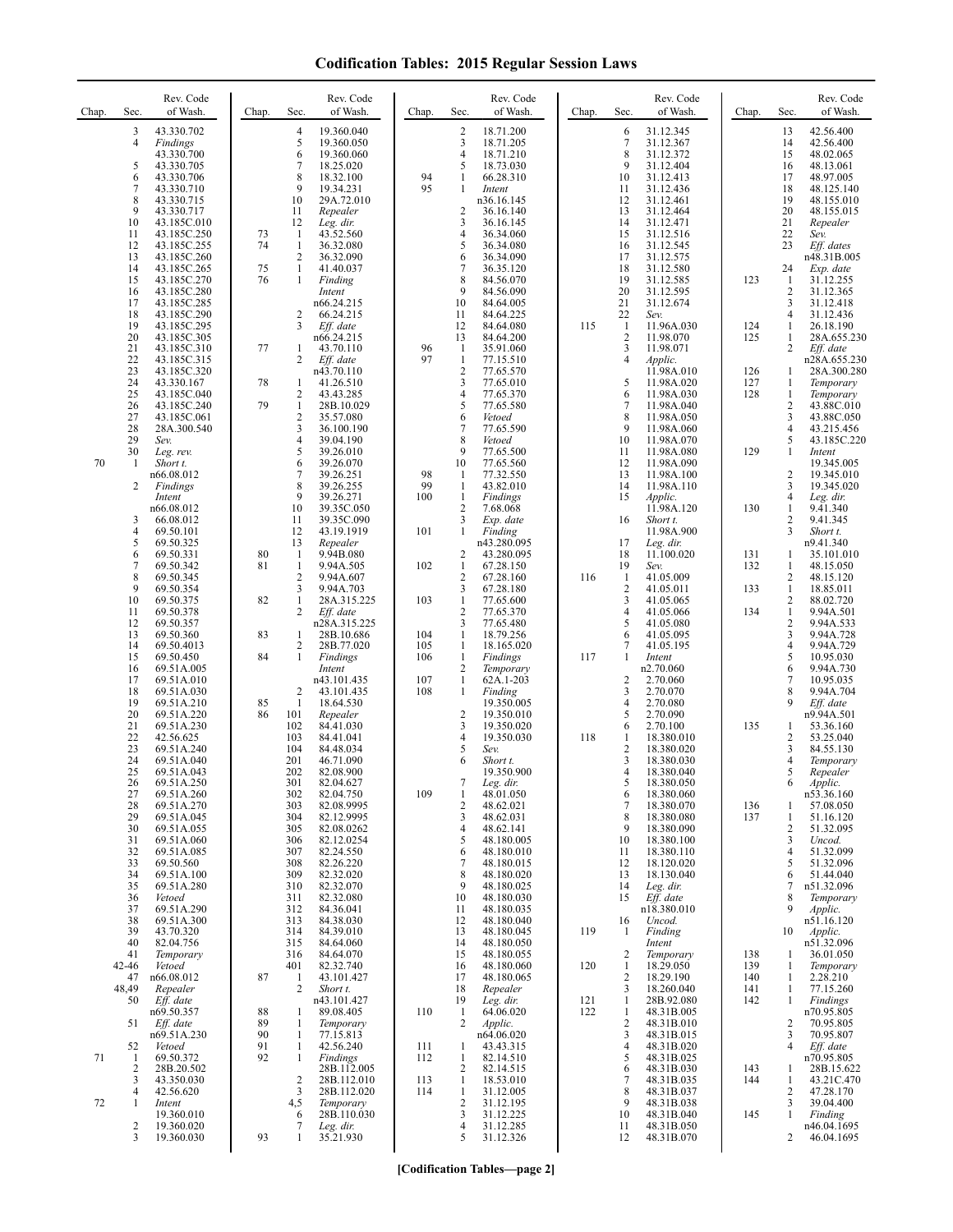# Codification Tables: 2015 Regular Session Laws

| Chap. | Sec. | Rev. Code of Wash. |
|---|---|---|
| | 3 | 43.330.702 |
| | 4 | *Findings* 43.330.700 |
| | 5 | 43.330.705 |
| | 6 | 43.330.706 |
| | 7 | 43.330.710 |
| | 8 | 43.330.715 |
| | 9 | 43.330.717 |
| | 10 | 43.185C.010 |
| | 11 | 43.185C.250 |
| | 12 | 43.185C.255 |
| | 13 | 43.185C.260 |
| | 14 | 43.185C.265 |
| | 15 | 43.185C.270 |
| | 16 | 43.185C.280 |
| | 17 | 43.185C.285 |
| | 18 | 43.185C.290 |
| | 19 | 43.185C.295 |
| | 20 | 43.185C.305 |
| | 21 | 43.185C.310 |
| | 22 | 43.185C.315 |
| | 23 | 43.185C.320 |
| | 24 | 43.330.167 |
| | 25 | 43.185C.040 |
| | 26 | 43.185C.240 |
| | 27 | 43.185C.061 |
| | 28 | 28A.300.540 |
| | 29 | *Sev.* |
| | 30 | *Leg. rev.* |
| 70 | 1 | *Short t.* n66.08.012 |
| | 2 | *Findings Intent* n66.08.012 |
| | 3 | 66.08.012 |
| | 4 | 69.50.101 |
| | 5 | 69.50.325 |
| | 6 | 69.50.331 |
| | 7 | 69.50.342 |
| | 8 | 69.50.345 |
| | 9 | 69.50.354 |
| | 10 | 69.50.375 |
| | 11 | 69.50.378 |
| | 12 | 69.50.357 |
| | 13 | 69.50.360 |
| | 14 | 69.50.4013 |
| | 15 | 69.50.450 |
| | 16 | 69.51A.005 |
| | 17 | 69.51A.010 |
| | 18 | 69.51A.030 |
| | 19 | 69.51A.210 |
| | 20 | 69.51A.220 |
| | 21 | 69.51A.230 |
| | 22 | 42.56.625 |
| | 23 | 69.51A.240 |
| | 24 | 69.51A.040 |
| | 25 | 69.51A.043 |
| | 26 | 69.51A.250 |
| | 27 | 69.51A.260 |
| | 28 | 69.51A.270 |
| | 29 | 69.51A.045 |
| | 30 | 69.51A.055 |
| | 31 | 69.51A.060 |
| | 32 | 69.51A.085 |
| | 33 | 69.50.560 |
| | 34 | 69.51A.100 |
| | 35 | 69.51A.280 |
| | 36 | *Vetoed* |
| | 37 | 69.51A.290 |
| | 38 | 69.51A.300 |
| | 39 | 43.70.320 |
| | 40 | 82.04.756 |
| | 41 | *Temporary* |
| | 42-46 | *Vetoed* |
| | 47 | n66.08.012 |
| | 48,49 | *Repealer* |
| | 50 | *Eff. date* n69.50.357 |
| | 51 | *Eff. date* n69.51A.230 |
| | 52 | *Vetoed* |
| 71 | 1 | 69.50.372 |
| | 2 | 28B.20.502 |
| | 3 | 43.350.030 |
| | 4 | 42.56.620 |
| 72 | 1 | *Intent* 19.360.010 |
| | 2 | 19.360.020 |
| | 3 | 19.360.030 |
| | 4 | 19.360.040 |
| | 5 | 19.360.050 |
| | 6 | 19.360.060 |
| | 7 | 18.25.020 |
| | 8 | 18.32.100 |
| | 9 | 19.34.231 |
| | 10 | 29A.72.010 |
| | 11 | *Repealer* |
| | 12 | *Leg. dir.* |
| 73 | 1 | 43.52.560 |
| 74 | 1 | 36.32.080 |
| | 2 | 36.32.090 |
| 75 | 1 | 41.40.037 |
| 76 | 1 | *Finding Intent* n66.24.215 |
| | 2 | 66.24.215 |
| | 3 | *Eff. date* n66.24.215 |
| 77 | 1 | 43.70.110 |
| | 2 | *Eff. date* n43.70.110 |
| 78 | 1 | 41.26.510 |
| | 2 | 43.43.285 |
| 79 | 1 | 28B.10.029 |
| | 2 | 35.57.080 |
| | 3 | 36.100.190 |
| | 4 | 39.04.190 |
| | 5 | 39.26.010 |
| | 6 | 39.26.070 |
| | 7 | 39.26.251 |
| | 8 | 39.26.255 |
| | 9 | 39.26.271 |
| | 10 | 39.35C.050 |
| | 11 | 39.35C.090 |
| | 12 | 43.19.1919 |
| | 13 | *Repealer* |
| 80 | 1 | 9.94B.080 |
| 81 | 1 | 9.94A.505 |
| | 2 | 9.94A.607 |
| | 3 | 9.94A.703 |
| 82 | 1 | 28A.315.225 |
| | 2 | *Eff. date* n28A.315.225 |
| 83 | 1 | 28B.10.686 |
| | 2 | 28B.77.020 |
| 84 | 1 | *Findings Intent* n43.101.435 |
| | 2 | 43.101.435 |
| 85 | 1 | 18.64.530 |
| 86 | 101 | *Repealer* |
| | 102 | 84.41.030 |
| | 103 | 84.41.041 |
| | 104 | 84.48.034 |
| | 201 | 46.71.090 |
| | 202 | 82.08.900 |
| | 301 | 82.04.627 |
| | 302 | 82.04.750 |
| | 303 | 82.08.9995 |
| | 304 | 82.12.9995 |
| | 305 | 82.08.0262 |
| | 306 | 82.12.0254 |
| | 307 | 82.24.550 |
| | 308 | 82.26.220 |
| | 309 | 82.32.020 |
| | 310 | 82.32.070 |
| | 311 | 82.32.080 |
| | 312 | 84.36.041 |
| | 313 | 84.38.030 |
| | 314 | 84.39.010 |
| | 315 | 84.64.060 |
| | 316 | 84.64.070 |
| | 401 | 82.32.740 |
| 87 | 1 | 43.101.427 |
| | 2 | *Short t.* n43.101.427 |
| 88 | 1 | 89.08.405 |
| 89 | 1 | *Temporary* |
| 90 | 1 | 77.15.813 |
| 91 | 1 | 42.56.240 |
| 92 | 1 | *Findings* 28B.112.005 |
| | 2 | 28B.112.010 |
| | 3 | 28B.112.020 |
| | 4,5 | *Temporary* |
| | 6 | 28B.110.030 |
| | 7 | *Leg. dir.* |
| 93 | 1 | 35.21.930 |
| | 2 | 18.71.200 |
| | 3 | 18.71.205 |
| | 4 | 18.71.210 |
| | 5 | 18.73.030 |
| 94 | 1 | 66.28.310 |
| 95 | 1 | *Intent* n36.16.145 |
| | 2 | 36.16.140 |
| | 3 | 36.16.145 |
| | 4 | 36.34.060 |
| | 5 | 36.34.080 |
| | 6 | 36.34.090 |
| | 7 | 36.35.120 |
| | 8 | 84.56.070 |
| | 9 | 84.56.090 |
| | 10 | 84.64.005 |
| | 11 | 84.64.225 |
| | 12 | 84.64.080 |
| | 13 | 84.64.200 |
| 96 | 1 | 35.91.060 |
| 97 | 1 | 77.15.510 |
| | 2 | 77.65.570 |
| | 3 | 77.65.010 |
| | 4 | 77.65.370 |
| | 5 | 77.65.580 |
| | 6 | *Vetoed* |
| | 7 | 77.65.590 |
| | 8 | *Vetoed* |
| | 9 | 77.65.500 |
| | 10 | 77.65.560 |
| 98 | 1 | 77.32.550 |
| 99 | 1 | 43.82.010 |
| 100 | 1 | *Findings* |
| | 2 | 7.68.068 |
| | 3 | *Exp. date* |
| 101 | 1 | *Finding* n43.280.095 |
| | 2 | 43.280.095 |
| 102 | 1 | 67.28.150 |
| | 2 | 67.28.160 |
| | 3 | 67.28.180 |
| 103 | 1 | 77.65.600 |
| | 2 | 77.65.370 |
| | 3 | 77.65.480 |
| 104 | 1 | 18.79.256 |
| 105 | 1 | 18.165.020 |
| 106 | 1 | *Findings* |
| | 2 | *Temporary* |
| 107 | 1 | 62A.1-203 |
| 108 | 1 | *Finding* 19.350.005 |
| | 2 | 19.350.010 |
| | 3 | 19.350.020 |
| | 4 | 19.350.030 |
| | 5 | *Sev.* |
| | 6 | *Short t.* 19.350.900 |
| | 7 | *Leg. dir.* |
| 109 | 1 | 48.01.050 |
| | 2 | 48.62.021 |
| | 3 | 48.62.031 |
| | 4 | 48.62.141 |
| | 5 | 48.180.005 |
| | 6 | 48.180.010 |
| | 7 | 48.180.015 |
| | 8 | 48.180.020 |
| | 9 | 48.180.025 |
| | 10 | 48.180.030 |
| | 11 | 48.180.035 |
| | 12 | 48.180.040 |
| | 13 | 48.180.045 |
| | 14 | 48.180.050 |
| | 15 | 48.180.055 |
| | 16 | 48.180.060 |
| | 17 | 48.180.065 |
| | 18 | *Repealer* |
| | 19 | *Leg. dir.* |
| 110 | 1 | 64.06.020 |
| | 2 | *Applic.* n64.06.020 |
| 111 | 1 | 43.43.315 |
| 112 | 1 | 82.14.510 |
| | 2 | 82.14.515 |
| 113 | 1 | 18.53.010 |
| 114 | 1 | 31.12.005 |
| | 2 | 31.12.195 |
| | 3 | 31.12.225 |
| | 4 | 31.12.285 |
| | 5 | 31.12.326 |
| | 6 | 31.12.345 |
| | 7 | 31.12.367 |
| | 8 | 31.12.372 |
| | 9 | 31.12.404 |
| | 10 | 31.12.413 |
| | 11 | 31.12.436 |
| | 12 | 31.12.461 |
| | 13 | 31.12.464 |
| | 14 | 31.12.471 |
| | 15 | 31.12.516 |
| | 16 | 31.12.545 |
| | 17 | 31.12.575 |
| | 18 | 31.12.580 |
| | 19 | 31.12.585 |
| | 20 | 31.12.595 |
| | 21 | 31.12.674 |
| | 22 | *Sev.* |
| 115 | 1 | 11.96A.030 |
| | 2 | 11.98.070 |
| | 3 | 11.98.071 |
| | 4 | *Applic.* 11.98A.010 |
| | 5 | 11.98A.020 |
| | 6 | 11.98A.030 |
| | 7 | 11.98A.040 |
| | 8 | 11.98A.050 |
| | 9 | 11.98A.060 |
| | 10 | 11.98A.070 |
| | 11 | 11.98A.080 |
| | 12 | 11.98A.090 |
| | 13 | 11.98A.100 |
| | 14 | 11.98A.110 |
| | 15 | *Applic.* 11.98A.120 |
| | 16 | *Short t.* 11.98A.900 |
| | 17 | *Leg. dir.* |
| | 18 | 11.100.020 |
| | 19 | *Sev.* |
| 116 | 1 | 41.05.009 |
| | 2 | 41.05.011 |
| | 3 | 41.05.065 |
| | 4 | 41.05.066 |
| | 5 | 41.05.080 |
| | 6 | 41.05.095 |
| | 7 | 41.05.195 |
| 117 | 1 | *Intent* n2.70.060 |
| | 2 | 2.70.060 |
| | 3 | 2.70.070 |
| | 4 | 2.70.080 |
| | 5 | 2.70.090 |
| | 6 | 2.70.100 |
| 118 | 1 | 18.380.010 |
| | 2 | 18.380.020 |
| | 3 | 18.380.030 |
| | 4 | 18.380.040 |
| | 5 | 18.380.050 |
| | 6 | 18.380.060 |
| | 7 | 18.380.070 |
| | 8 | 18.380.080 |
| | 9 | 18.380.090 |
| | 10 | 18.380.100 |
| | 11 | 18.380.110 |
| | 12 | 18.120.020 |
| | 13 | 18.130.040 |
| | 14 | *Leg. dir.* |
| | 15 | *Eff. date* n18.380.010 |
| | 16 | *Uncod.* |
| 119 | 1 | *Finding Intent* |
| | 2 | *Temporary* |
| 120 | 1 | 18.29.050 |
| | 2 | 18.29.190 |
| | 3 | 18.260.040 |
| 121 | 1 | 28B.92.080 |
| 122 | 1 | 48.31B.005 |
| | 2 | 48.31B.010 |
| | 3 | 48.31B.015 |
| | 4 | 48.31B.020 |
| | 5 | 48.31B.025 |
| | 6 | 48.31B.030 |
| | 7 | 48.31B.035 |
| | 8 | 48.31B.037 |
| | 9 | 48.31B.038 |
| | 10 | 48.31B.040 |
| | 11 | 48.31B.050 |
| | 12 | 48.31B.070 |
| | 13 | 42.56.400 |
| | 14 | 42.56.400 |
| | 15 | 48.02.065 |
| | 16 | 48.13.061 |
| | 17 | 48.97.005 |
| | 18 | 48.125.140 |
| | 19 | 48.155.010 |
| | 20 | 48.155.015 |
| | 21 | *Repealer* |
| | 22 | *Sev.* |
| | 23 | *Eff. dates* n48.31B.005 |
| | 24 | *Exp. date* |
| 123 | 1 | 31.12.255 |
| | 2 | 31.12.365 |
| | 3 | 31.12.418 |
| | 4 | 31.12.436 |
| 124 | 1 | 26.18.190 |
| 125 | 1 | 28A.655.230 |
| | 2 | *Eff. date* n28A.655.230 |
| 126 | 1 | 28A.300.280 |
| 127 | 1 | *Temporary* |
| 128 | 1 | *Temporary* |
| | 2 | 43.88C.010 |
| | 3 | 43.88C.050 |
| | 4 | 43.215.456 |
| | 5 | 43.185C.220 |
| 129 | 1 | *Intent* 19.345.005 |
| | 2 | 19.345.010 |
| | 3 | 19.345.020 |
| | 4 | *Leg. dir.* |
| 130 | 1 | 9.41.340 |
| | 2 | 9.41.345 |
| | 3 | *Short t.* n9.41.340 |
| 131 | 1 | 35.101.010 |
| 132 | 1 | 48.15.050 |
| | 2 | 48.15.120 |
| 133 | 1 | 18.85.011 |
| | 2 | 88.02.720 |
| 134 | 1 | 9.94A.501 |
| | 2 | 9.94A.533 |
| | 3 | 9.94A.728 |
| | 4 | 9.94A.729 |
| | 5 | 10.95.030 |
| | 6 | 9.94A.730 |
| | 7 | 10.95.035 |
| | 8 | 9.94A.704 |
| | 9 | *Eff. date* n9.94A.501 |
| 135 | 1 | 53.36.160 |
| | 2 | 53.25.040 |
| | 3 | 84.55.130 |
| | 4 | *Temporary* |
| | 5 | *Repealer* |
| | 6 | *Applic.* n53.36.160 |
| 136 | 1 | 57.08.050 |
| 137 | 1 | 51.16.120 |
| | 2 | 51.32.095 |
| | 3 | *Uncod.* |
| | 4 | 51.32.099 |
| | 5 | 51.32.096 |
| | 6 | 51.44.040 |
| | 7 | n51.32.096 |
| | 8 | *Temporary* |
| | 9 | *Applic.* n51.16.120 |
| | 10 | *Applic.* n51.32.096 |
| 138 | 1 | 36.01.050 |
| 139 | 1 | *Temporary* |
| 140 | 1 | 2.28.210 |
| 141 | 1 | 77.15.260 |
| 142 | 1 | *Findings* n70.95.805 |
| | 2 | 70.95.805 |
| | 3 | 70.95.807 |
| | 4 | *Eff. date* n70.95.805 |
| 143 | 1 | 28B.15.622 |
| 144 | 1 | 43.21C.470 |
| | 2 | 47.28.170 |
| | 3 | 39.04.400 |
| 145 | 1 | *Finding* n46.04.1695 |
| | 2 | 46.04.1695 |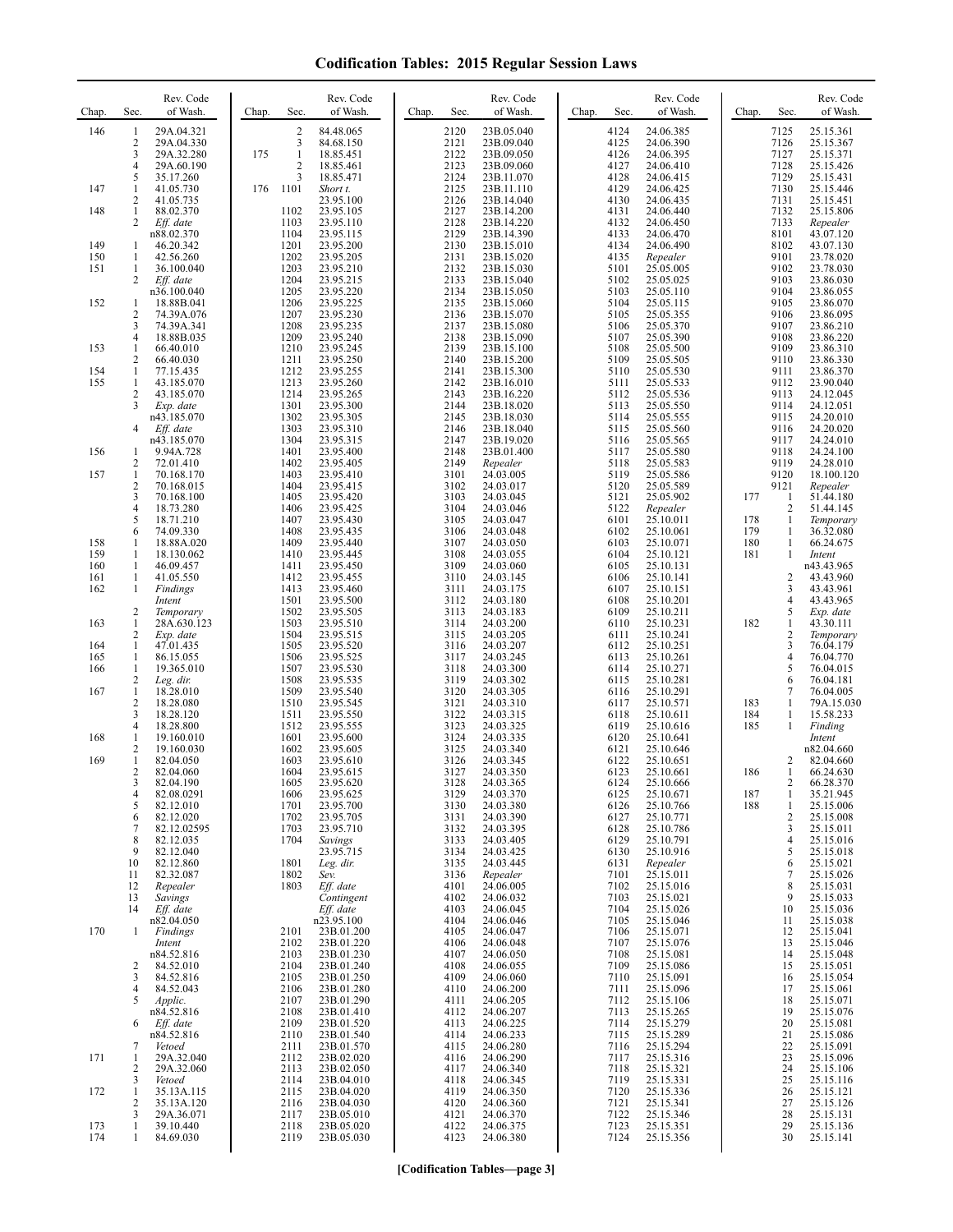# Codification Tables: 2015 Regular Session Laws

| Chap. | Sec. | Rev. Code of Wash. |
|---|---|---|
| 146 | 1 | 29A.04.321 |
| | 2 | 29A.04.330 |
| | 3 | 29A.32.280 |
| | 4 | 29A.60.190 |
| | 5 | 35.17.260 |
| 147 | 1 | 41.05.730 |
| | 2 | 41.05.735 |
| 148 | 1 | 88.02.370 |
| | 2 | *Eff. date* n88.02.370 |
| 149 | 1 | 46.20.342 |
| 150 | 1 | 42.56.260 |
| 151 | 1 | 36.100.040 |
| | 2 | *Eff. date* n36.100.040 |
| 152 | 1 | 18.88B.041 |
| | 2 | 74.39A.076 |
| | 3 | 74.39A.341 |
| | 4 | 18.88B.035 |
| 153 | 1 | 66.40.010 |
| | 2 | 66.40.030 |
| 154 | 1 | 77.15.435 |
| 155 | 1 | 43.185.070 |
| | 2 | 43.185.070 |
| | 3 | *Exp. date* n43.185.070 |
| | 4 | *Eff. date* n43.185.070 |
| 156 | 1 | 9.94A.728 |
| | 2 | 72.01.410 |
| 157 | 1 | 70.168.170 |
| | 2 | 70.168.015 |
| | 3 | 70.168.100 |
| | 4 | 18.73.280 |
| | 5 | 18.71.210 |
| | 6 | 74.09.330 |
| 158 | 1 | 18.88A.020 |
| 159 | 1 | 18.130.062 |
| 160 | 1 | 46.09.457 |
| 161 | 1 | 41.05.550 |
| 162 | 1 | *Findings Intent* |
| | 2 | *Temporary* |
| 163 | 1 | 28A.630.123 |
| | 2 | *Exp. date* |
| 164 | 1 | 47.01.435 |
| 165 | 1 | 86.15.055 |
| 166 | 1 | 19.365.010 |
| | 2 | *Leg. dir.* |
| 167 | 1 | 18.28.010 |
| | 2 | 18.28.080 |
| | 3 | 18.28.120 |
| | 4 | 18.28.800 |
| 168 | 1 | 19.160.010 |
| | 2 | 19.160.030 |
| 169 | 1 | 82.04.050 |
| | 2 | 82.04.060 |
| | 3 | 82.04.190 |
| | 4 | 82.08.0291 |
| | 5 | 82.12.010 |
| | 6 | 82.12.020 |
| | 7 | 82.12.02595 |
| | 8 | 82.12.035 |
| | 9 | 82.12.040 |
| | 10 | 82.12.860 |
| | 11 | 82.32.087 |
| | 12 | *Repealer* |
| | 13 | *Savings* |
| | 14 | *Eff. date* n82.04.050 |
| 170 | 1 | *Findings Intent* n84.52.816 |
| | 2 | 84.52.010 |
| | 3 | 84.52.816 |
| | 4 | 84.52.043 |
| | 5 | *Applic.* n84.52.816 |
| | 6 | *Eff. date* n84.52.816 |
| | 7 | *Vetoed* |
| 171 | 1 | 29A.32.040 |
| | 2 | 29A.32.060 |
| | 3 | *Vetoed* |
| 172 | 1 | 35.13A.115 |
| | 2 | 35.13A.120 |
| | 3 | 29A.36.071 |
| 173 | 1 | 39.10.440 |
| 174 | 1 | 84.69.030 |
| | 2 | 84.48.065 |
| | 3 | 84.68.150 |
| 175 | 1 | 18.85.451 |
| | 2 | 18.85.461 |
| | 3 | 18.85.471 |
| 176 | 1101 | *Short t.* 23.95.100 |
| | 1102 | 23.95.105 |
| | 1103 | 23.95.110 |
| | 1104 | 23.95.115 |
| | 1201 | 23.95.200 |
| | 1202 | 23.95.205 |
| | 1203 | 23.95.210 |
| | 1204 | 23.95.215 |
| | 1205 | 23.95.220 |
| | 1206 | 23.95.225 |
| | 1207 | 23.95.230 |
| | 1208 | 23.95.235 |
| | 1209 | 23.95.240 |
| | 1210 | 23.95.245 |
| | 1211 | 23.95.250 |
| | 1212 | 23.95.255 |
| | 1213 | 23.95.260 |
| | 1214 | 23.95.265 |
| | 1301 | 23.95.300 |
| | 1302 | 23.95.305 |
| | 1303 | 23.95.310 |
| | 1304 | 23.95.315 |
| | 1401 | 23.95.400 |
| | 1402 | 23.95.405 |
| | 1403 | 23.95.410 |
| | 1404 | 23.95.415 |
| | 1405 | 23.95.420 |
| | 1406 | 23.95.425 |
| | 1407 | 23.95.430 |
| | 1408 | 23.95.435 |
| | 1409 | 23.95.440 |
| | 1410 | 23.95.445 |
| | 1411 | 23.95.450 |
| | 1412 | 23.95.455 |
| | 1413 | 23.95.460 |
| | 1501 | 23.95.500 |
| | 1502 | 23.95.505 |
| | 1503 | 23.95.510 |
| | 1504 | 23.95.515 |
| | 1505 | 23.95.520 |
| | 1506 | 23.95.525 |
| | 1507 | 23.95.530 |
| | 1508 | 23.95.535 |
| | 1509 | 23.95.540 |
| | 1510 | 23.95.545 |
| | 1511 | 23.95.550 |
| | 1512 | 23.95.555 |
| | 1601 | 23.95.600 |
| | 1602 | 23.95.605 |
| | 1603 | 23.95.610 |
| | 1604 | 23.95.615 |
| | 1605 | 23.95.620 |
| | 1606 | 23.95.625 |
| | 1701 | 23.95.700 |
| | 1702 | 23.95.705 |
| | 1703 | 23.95.710 |
| | 1704 | *Savings* 23.95.715 |
| | 1801 | *Leg. dir.* |
| | 1802 | *Sev.* |
| | 1803 | *Eff. date Contingent Eff. date* n23.95.100 |
| | 2101 | 23B.01.200 |
| | 2102 | 23B.01.220 |
| | 2103 | 23B.01.230 |
| | 2104 | 23B.01.240 |
| | 2105 | 23B.01.250 |
| | 2106 | 23B.01.280 |
| | 2107 | 23B.01.290 |
| | 2108 | 23B.01.410 |
| | 2109 | 23B.01.520 |
| | 2110 | 23B.01.540 |
| | 2111 | 23B.01.570 |
| | 2112 | 23B.02.020 |
| | 2113 | 23B.02.050 |
| | 2114 | 23B.04.010 |
| | 2115 | 23B.04.020 |
| | 2116 | 23B.04.030 |
| | 2117 | 23B.05.010 |
| | 2118 | 23B.05.020 |
| | 2119 | 23B.05.030 |
| | 2120 | 23B.05.040 |
| | 2121 | 23B.09.040 |
| | 2122 | 23B.09.050 |
| | 2123 | 23B.09.060 |
| | 2124 | 23B.11.070 |
| | 2125 | 23B.11.110 |
| | 2126 | 23B.14.040 |
| | 2127 | 23B.14.200 |
| | 2128 | 23B.14.220 |
| | 2129 | 23B.14.390 |
| | 2130 | 23B.15.010 |
| | 2131 | 23B.15.020 |
| | 2132 | 23B.15.030 |
| | 2133 | 23B.15.040 |
| | 2134 | 23B.15.050 |
| | 2135 | 23B.15.060 |
| | 2136 | 23B.15.070 |
| | 2137 | 23B.15.080 |
| | 2138 | 23B.15.090 |
| | 2139 | 23B.15.100 |
| | 2140 | 23B.15.200 |
| | 2141 | 23B.15.300 |
| | 2142 | 23B.16.010 |
| | 2143 | 23B.16.220 |
| | 2144 | 23B.18.020 |
| | 2145 | 23B.18.030 |
| | 2146 | 23B.18.040 |
| | 2147 | 23B.19.020 |
| | 2148 | 23B.01.400 |
| | 2149 | *Repealer* |
| | 3101 | 24.03.005 |
| | 3102 | 24.03.017 |
| | 3103 | 24.03.045 |
| | 3104 | 24.03.046 |
| | 3105 | 24.03.047 |
| | 3106 | 24.03.048 |
| | 3107 | 24.03.050 |
| | 3108 | 24.03.055 |
| | 3109 | 24.03.060 |
| | 3110 | 24.03.145 |
| | 3111 | 24.03.175 |
| | 3112 | 24.03.180 |
| | 3113 | 24.03.183 |
| | 3114 | 24.03.200 |
| | 3115 | 24.03.205 |
| | 3116 | 24.03.207 |
| | 3117 | 24.03.245 |
| | 3118 | 24.03.300 |
| | 3119 | 24.03.302 |
| | 3120 | 24.03.305 |
| | 3121 | 24.03.310 |
| | 3122 | 24.03.315 |
| | 3123 | 24.03.325 |
| | 3124 | 24.03.335 |
| | 3125 | 24.03.340 |
| | 3126 | 24.03.345 |
| | 3127 | 24.03.350 |
| | 3128 | 24.03.365 |
| | 3129 | 24.03.370 |
| | 3130 | 24.03.380 |
| | 3131 | 24.03.390 |
| | 3132 | 24.03.395 |
| | 3133 | 24.03.405 |
| | 3134 | 24.03.425 |
| | 3135 | 24.03.445 |
| | 3136 | *Repealer* |
| | 4101 | 24.06.005 |
| | 4102 | 24.06.032 |
| | 4103 | 24.06.045 |
| | 4104 | 24.06.046 |
| | 4105 | 24.06.047 |
| | 4106 | 24.06.048 |
| | 4107 | 24.06.050 |
| | 4108 | 24.06.055 |
| | 4109 | 24.06.060 |
| | 4110 | 24.06.200 |
| | 4111 | 24.06.205 |
| | 4112 | 24.06.207 |
| | 4113 | 24.06.225 |
| | 4114 | 24.06.233 |
| | 4115 | 24.06.280 |
| | 4116 | 24.06.290 |
| | 4117 | 24.06.340 |
| | 4118 | 24.06.345 |
| | 4119 | 24.06.350 |
| | 4120 | 24.06.360 |
| | 4121 | 24.06.370 |
| | 4122 | 24.06.375 |
| | 4123 | 24.06.380 |
| | 4124 | 24.06.385 |
| | 4125 | 24.06.390 |
| | 4126 | 24.06.395 |
| | 4127 | 24.06.410 |
| | 4128 | 24.06.415 |
| | 4129 | 24.06.425 |
| | 4130 | 24.06.435 |
| | 4131 | 24.06.440 |
| | 4132 | 24.06.450 |
| | 4133 | 24.06.470 |
| | 4134 | 24.06.490 |
| | 4135 | *Repealer* |
| | 5101 | 25.05.005 |
| | 5102 | 25.05.025 |
| | 5103 | 25.05.110 |
| | 5104 | 25.05.115 |
| | 5105 | 25.05.355 |
| | 5106 | 25.05.370 |
| | 5107 | 25.05.390 |
| | 5108 | 25.05.500 |
| | 5109 | 25.05.505 |
| | 5110 | 25.05.530 |
| | 5111 | 25.05.533 |
| | 5112 | 25.05.536 |
| | 5113 | 25.05.550 |
| | 5114 | 25.05.555 |
| | 5115 | 25.05.560 |
| | 5116 | 25.05.565 |
| | 5117 | 25.05.580 |
| | 5118 | 25.05.583 |
| | 5119 | 25.05.586 |
| | 5120 | 25.05.589 |
| | 5121 | 25.05.902 |
| | 5122 | *Repealer* |
| | 6101 | 25.10.011 |
| | 6102 | 25.10.061 |
| | 6103 | 25.10.071 |
| | 6104 | 25.10.121 |
| | 6105 | 25.10.131 |
| | 6106 | 25.10.141 |
| | 6107 | 25.10.151 |
| | 6108 | 25.10.201 |
| | 6109 | 25.10.211 |
| | 6110 | 25.10.231 |
| | 6111 | 25.10.241 |
| | 6112 | 25.10.251 |
| | 6113 | 25.10.261 |
| | 6114 | 25.10.271 |
| | 6115 | 25.10.281 |
| | 6116 | 25.10.291 |
| | 6117 | 25.10.571 |
| | 6118 | 25.10.611 |
| | 6119 | 25.10.616 |
| | 6120 | 25.10.641 |
| | 6121 | 25.10.646 |
| | 6122 | 25.10.651 |
| | 6123 | 25.10.661 |
| | 6124 | 25.10.666 |
| | 6125 | 25.10.671 |
| | 6126 | 25.10.766 |
| | 6127 | 25.10.771 |
| | 6128 | 25.10.786 |
| | 6129 | 25.10.791 |
| | 6130 | 25.10.916 |
| | 6131 | *Repealer* |
| | 7101 | 25.15.011 |
| | 7102 | 25.15.016 |
| | 7103 | 25.15.021 |
| | 7104 | 25.15.026 |
| | 7105 | 25.15.046 |
| | 7106 | 25.15.071 |
| | 7107 | 25.15.076 |
| | 7108 | 25.15.081 |
| | 7109 | 25.15.086 |
| | 7110 | 25.15.091 |
| | 7111 | 25.15.096 |
| | 7112 | 25.15.106 |
| | 7113 | 25.15.265 |
| | 7114 | 25.15.279 |
| | 7115 | 25.15.289 |
| | 7116 | 25.15.294 |
| | 7117 | 25.15.316 |
| | 7118 | 25.15.321 |
| | 7119 | 25.15.331 |
| | 7120 | 25.15.336 |
| | 7121 | 25.15.341 |
| | 7122 | 25.15.346 |
| | 7123 | 25.15.351 |
| | 7124 | 25.15.356 |
| | 7125 | 25.15.361 |
| | 7126 | 25.15.367 |
| | 7127 | 25.15.371 |
| | 7128 | 25.15.426 |
| | 7129 | 25.15.431 |
| | 7130 | 25.15.446 |
| | 7131 | 25.15.451 |
| | 7132 | 25.15.806 |
| | 7133 | *Repealer* |
| | 8101 | 43.07.120 |
| | 8102 | 43.07.130 |
| | 9101 | 23.78.020 |
| | 9102 | 23.78.030 |
| | 9103 | 23.86.030 |
| | 9104 | 23.86.055 |
| | 9105 | 23.86.070 |
| | 9106 | 23.86.095 |
| | 9107 | 23.86.210 |
| | 9108 | 23.86.220 |
| | 9109 | 23.86.310 |
| | 9110 | 23.86.330 |
| | 9111 | 23.86.370 |
| | 9112 | 23.90.040 |
| | 9113 | 24.12.045 |
| | 9114 | 24.12.051 |
| | 9115 | 24.20.010 |
| | 9116 | 24.20.020 |
| | 9117 | 24.24.010 |
| | 9118 | 24.24.100 |
| | 9119 | 24.28.010 |
| | 9120 | 18.100.120 |
| | 9121 | *Repealer* |
| 177 | 1 | 51.44.180 |
| | 2 | 51.44.145 |
| 178 | 1 | *Temporary* |
| 179 | 1 | 36.32.080 |
| 180 | 1 | 66.24.675 |
| 181 | 1 | *Intent* n43.43.965 |
| | 2 | 43.43.960 |
| | 3 | 43.43.961 |
| | 4 | 43.43.965 |
| | 5 | *Exp. date* |
| 182 | 1 | 43.30.111 |
| | 2 | *Temporary* |
| | 3 | 76.04.179 |
| | 4 | 76.04.770 |
| | 5 | 76.04.015 |
| | 6 | 76.04.181 |
| | 7 | 76.04.005 |
| 183 | 1 | 79A.15.030 |
| 184 | 1 | 15.58.233 |
| 185 | 1 | *Finding Intent* n82.04.660 |
| | 2 | 82.04.660 |
| 186 | 1 | 66.24.630 |
| | 2 | 66.28.370 |
| 187 | 1 | 35.21.945 |
| 188 | 1 | 25.15.006 |
| | 2 | 25.15.008 |
| | 3 | 25.15.011 |
| | 4 | 25.15.016 |
| | 5 | 25.15.018 |
| | 6 | 25.15.021 |
| | 7 | 25.15.026 |
| | 8 | 25.15.031 |
| | 9 | 25.15.033 |
| | 10 | 25.15.036 |
| | 11 | 25.15.038 |
| | 12 | 25.15.041 |
| | 13 | 25.15.046 |
| | 14 | 25.15.048 |
| | 15 | 25.15.051 |
| | 16 | 25.15.054 |
| | 17 | 25.15.061 |
| | 18 | 25.15.071 |
| | 19 | 25.15.076 |
| | 20 | 25.15.081 |
| | 21 | 25.15.086 |
| | 22 | 25.15.091 |
| | 23 | 25.15.096 |
| | 24 | 25.15.106 |
| | 25 | 25.15.116 |
| | 26 | 25.15.121 |
| | 27 | 25.15.126 |
| | 28 | 25.15.131 |
| | 29 | 25.15.136 |
| | 30 | 25.15.141 |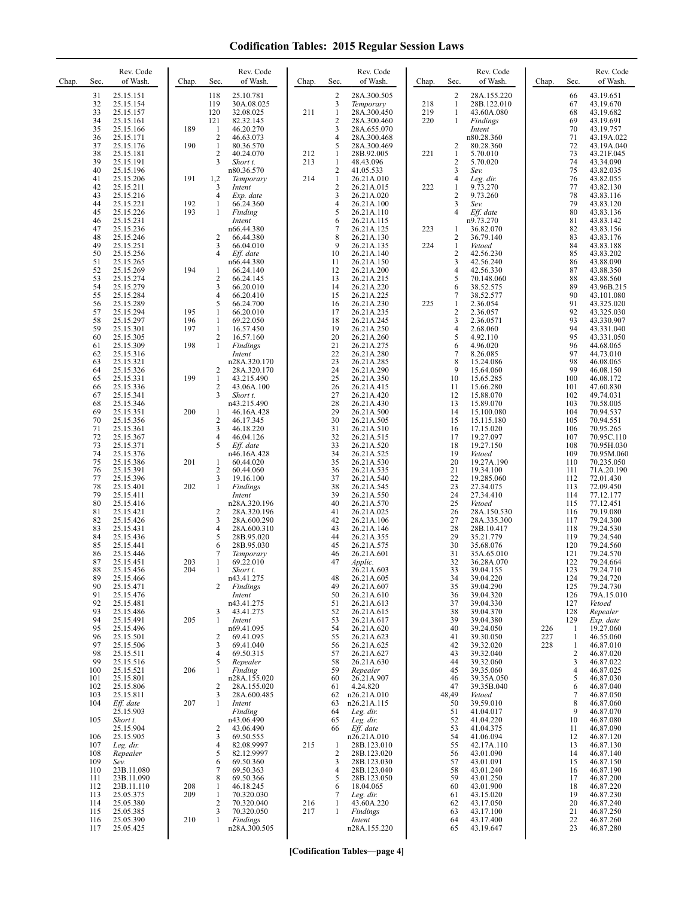# Codification Tables: 2015 Regular Session Laws

| Chap. | Sec. | Rev. Code of Wash. |
|---|---|---|
| | 31 | 25.15.151 |
| | 32 | 25.15.154 |
| | 33 | 25.15.157 |
| | 34 | 25.15.161 |
| | 35 | 25.15.166 |
| | 36 | 25.15.171 |
| | 37 | 25.15.176 |
| | 38 | 25.15.181 |
| | 39 | 25.15.191 |
| | 40 | 25.15.196 |
| | 41 | 25.15.206 |
| | 42 | 25.15.211 |
| | 43 | 25.15.216 |
| | 44 | 25.15.221 |
| | 45 | 25.15.226 |
| | 46 | 25.15.231 |
| | 47 | 25.15.236 |
| | 48 | 25.15.246 |
| | 49 | 25.15.251 |
| | 50 | 25.15.256 |
| | 51 | 25.15.265 |
| | 52 | 25.15.269 |
| | 53 | 25.15.274 |
| | 54 | 25.15.279 |
| | 55 | 25.15.284 |
| | 56 | 25.15.289 |
| | 57 | 25.15.294 |
| | 58 | 25.15.297 |
| | 59 | 25.15.301 |
| | 60 | 25.15.305 |
| | 61 | 25.15.309 |
| | 62 | 25.15.316 |
| | 63 | 25.15.321 |
| | 64 | 25.15.326 |
| | 65 | 25.15.331 |
| | 66 | 25.15.336 |
| | 67 | 25.15.341 |
| | 68 | 25.15.346 |
| | 69 | 25.15.351 |
| | 70 | 25.15.356 |
| | 71 | 25.15.361 |
| | 72 | 25.15.367 |
| | 73 | 25.15.371 |
| | 74 | 25.15.376 |
| | 75 | 25.15.386 |
| | 76 | 25.15.391 |
| | 77 | 25.15.396 |
| | 78 | 25.15.401 |
| | 79 | 25.15.411 |
| | 80 | 25.15.416 |
| | 81 | 25.15.421 |
| | 82 | 25.15.426 |
| | 83 | 25.15.431 |
| | 84 | 25.15.436 |
| | 85 | 25.15.441 |
| | 86 | 25.15.446 |
| | 87 | 25.15.451 |
| | 88 | 25.15.456 |
| | 89 | 25.15.466 |
| | 90 | 25.15.471 |
| | 91 | 25.15.476 |
| | 92 | 25.15.481 |
| | 93 | 25.15.486 |
| | 94 | 25.15.491 |
| | 95 | 25.15.496 |
| | 96 | 25.15.501 |
| | 97 | 25.15.506 |
| | 98 | 25.15.511 |
| | 99 | 25.15.516 |
| | 100 | 25.15.521 |
| | 101 | 25.15.801 |
| | 102 | 25.15.806 |
| | 103 | 25.15.811 |
| | 104 | *Eff. date* 25.15.903 |
| | 105 | *Short t.* 25.15.904 |
| | 106 | 25.15.905 |
| | 107 | *Leg. dir.* |
| | 108 | *Repealer* |
| | 109 | *Sev.* |
| | 110 | 23B.11.080 |
| | 111 | 23B.11.090 |
| | 112 | 23B.11.110 |
| | 113 | 25.05.375 |
| | 114 | 25.05.380 |
| | 115 | 25.05.385 |
| | 116 | 25.05.390 |
| | 117 | 25.05.425 |
| | 118 | 25.10.781 |
| | 119 | 30A.08.025 |
| | 120 | 32.08.025 |
| | 121 | 82.32.145 |
| 189 | 1 | 46.20.270 |
| | 2 | 46.63.073 |
| 190 | 1 | 80.36.570 |
| | 2 | 40.24.070 |
| | 3 | *Short t.* n80.36.570 |
| 191 | 1,2 | *Temporary* |
| | 3 | *Intent* |
| | 4 | *Exp. date* |
| 192 | 1 | 66.24.360 |
| 193 | 1 | *Finding Intent* n66.44.380 |
| | 2 | 66.44.380 |
| | 3 | 66.04.010 |
| | 4 | *Eff. date* n66.44.380 |
| 194 | 1 | 66.24.140 |
| | 2 | 66.24.145 |
| | 3 | 66.20.010 |
| | 4 | 66.20.410 |
| | 5 | 66.24.700 |
| 195 | 1 | 66.20.010 |
| 196 | 1 | 69.22.050 |
| 197 | 1 | 16.57.450 |
| | 2 | 16.57.160 |
| 198 | 1 | *Findings Intent* n28A.320.170 |
| | 2 | 28A.320.170 |
| 199 | 1 | 43.215.490 |
| | 2 | 43.06A.100 |
| | 3 | *Short t.* n43.215.490 |
| 200 | 1 | 46.16A.428 |
| | 2 | 46.17.345 |
| | 3 | 46.18.220 |
| | 4 | 46.04.126 |
| | 5 | *Eff. date* n46.16A.428 |
| 201 | 1 | 60.44.020 |
| | 2 | 60.44.060 |
| | 3 | 19.16.100 |
| 202 | 1 | *Findings Intent* n28A.320.196 |
| | 2 | 28A.320.196 |
| | 3 | 28A.600.290 |
| | 4 | 28A.600.310 |
| | 5 | 28B.95.020 |
| | 6 | 28B.95.030 |
| | 7 | *Temporary* |
| 203 | 1 | 69.22.010 |
| 204 | 1 | *Short t.* n43.41.275 |
| | 2 | *Findings Intent* n43.41.275 |
| | 3 | 43.41.275 |
| 205 | 1 | *Intent* n69.41.095 |
| | 2 | 69.41.095 |
| | 3 | 69.41.040 |
| | 4 | 69.50.315 |
| | 5 | *Repealer* |
| 206 | 1 | *Finding* n28A.155.020 |
| | 2 | 28A.155.020 |
| | 3 | 28A.600.485 |
| 207 | 1 | *Intent Finding* n43.06.490 |
| | 2 | 43.06.490 |
| | 3 | 69.50.555 |
| | 4 | 82.08.9997 |
| | 5 | 82.12.9997 |
| | 6 | 69.50.360 |
| | 7 | 69.50.363 |
| | 8 | 69.50.366 |
| 208 | 1 | 46.18.245 |
| 209 | 1 | 70.320.030 |
| | 2 | 70.320.040 |
| | 3 | 70.320.050 |
| 210 | 1 | *Findings* n28A.300.505 |
| | 2 | 28A.300.505 |
| | 3 | *Temporary* |
| 211 | 1 | 28A.300.450 |
| | 2 | 28A.300.460 |
| | 3 | 28A.655.070 |
| | 4 | 28A.300.468 |
| | 5 | 28A.300.469 |
| 212 | 1 | 28B.92.005 |
| 213 | 1 | 48.43.096 |
| | 2 | 41.05.533 |
| 214 | 1 | 26.21A.010 |
| | 2 | 26.21A.015 |
| | 3 | 26.21A.020 |
| | 4 | 26.21A.100 |
| | 5 | 26.21A.110 |
| | 6 | 26.21A.115 |
| | 7 | 26.21A.125 |
| | 8 | 26.21A.130 |
| | 9 | 26.21A.135 |
| | 10 | 26.21A.140 |
| | 11 | 26.21A.150 |
| | 12 | 26.21A.200 |
| | 13 | 26.21A.215 |
| | 14 | 26.21A.220 |
| | 15 | 26.21A.225 |
| | 16 | 26.21A.230 |
| | 17 | 26.21A.235 |
| | 18 | 26.21A.245 |
| | 19 | 26.21A.250 |
| | 20 | 26.21A.260 |
| | 21 | 26.21A.275 |
| | 22 | 26.21A.280 |
| | 23 | 26.21A.285 |
| | 24 | 26.21A.290 |
| | 25 | 26.21A.350 |
| | 26 | 26.21A.415 |
| | 27 | 26.21A.420 |
| | 28 | 26.21A.430 |
| | 29 | 26.21A.500 |
| | 30 | 26.21A.505 |
| | 31 | 26.21A.510 |
| | 32 | 26.21A.515 |
| | 33 | 26.21A.520 |
| | 34 | 26.21A.525 |
| | 35 | 26.21A.530 |
| | 36 | 26.21A.535 |
| | 37 | 26.21A.540 |
| | 38 | 26.21A.545 |
| | 39 | 26.21A.550 |
| | 40 | 26.21A.570 |
| | 41 | 26.21A.025 |
| | 42 | 26.21A.106 |
| | 43 | 26.21A.146 |
| | 44 | 26.21A.355 |
| | 45 | 26.21A.575 |
| | 46 | 26.21A.601 |
| | 47 | *Applic.* 26.21A.603 |
| | 48 | 26.21A.605 |
| | 49 | 26.21A.607 |
| | 50 | 26.21A.610 |
| | 51 | 26.21A.613 |
| | 52 | 26.21A.615 |
| | 53 | 26.21A.617 |
| | 54 | 26.21A.620 |
| | 55 | 26.21A.623 |
| | 56 | 26.21A.625 |
| | 57 | 26.21A.627 |
| | 58 | 26.21A.630 |
| | 59 | *Repealer* |
| | 60 | 26.21A.907 |
| | 61 | 4.24.820 |
| | 62 | n26.21A.010 |
| | 63 | n26.21A.115 |
| | 64 | *Leg. dir.* |
| | 65 | *Leg. dir.* |
| | 66 | *Eff. date* n26.21A.010 |
| 215 | 1 | 28B.123.010 |
| | 2 | 28B.123.020 |
| | 3 | 28B.123.030 |
| | 4 | 28B.123.040 |
| | 5 | 28B.123.050 |
| | 6 | 18.04.065 |
| | 7 | *Leg. dir.* |
| 216 | 1 | 43.60A.220 |
| 217 | 1 | *Findings Intent* n28A.155.220 |
| | 2 | 28A.155.220 |
| 218 | 1 | 28B.122.010 |
| 219 | 1 | 43.60A.080 |
| 220 | 1 | *Findings Intent* n80.28.360 |
| | 2 | 80.28.360 |
| 221 | 1 | 5.70.010 |
| | 2 | 5.70.020 |
| | 3 | *Sev.* |
| | 4 | *Leg. dir.* |
| 222 | 1 | 9.73.270 |
| | 2 | 9.73.260 |
| | 3 | *Sev.* |
| | 4 | *Eff. date* n9.73.270 |
| 223 | 1 | 36.82.070 |
| | 2 | 36.79.140 |
| 224 | 1 | *Vetoed* |
| | 2 | 42.56.230 |
| | 3 | 42.56.240 |
| | 4 | 42.56.330 |
| | 5 | 70.148.060 |
| | 6 | 38.52.575 |
| | 7 | 38.52.577 |
| 225 | 1 | 2.36.054 |
| | 2 | 2.36.057 |
| | 3 | 2.36.0571 |
| | 4 | 2.68.060 |
| | 5 | 4.92.110 |
| | 6 | 4.96.020 |
| | 7 | 8.26.085 |
| | 8 | 15.24.086 |
| | 9 | 15.64.060 |
| | 10 | 15.65.285 |
| | 11 | 15.66.280 |
| | 12 | 15.88.070 |
| | 13 | 15.89.070 |
| | 14 | 15.100.080 |
| | 15 | 15.115.180 |
| | 16 | 17.15.020 |
| | 17 | 19.27.097 |
| | 18 | 19.27.150 |
| | 19 | *Vetoed* |
| | 20 | 19.27A.190 |
| | 21 | 19.34.100 |
| | 22 | 19.285.060 |
| | 23 | 27.34.075 |
| | 24 | 27.34.410 |
| | 25 | *Vetoed* |
| | 26 | 28A.150.530 |
| | 27 | 28A.335.300 |
| | 28 | 28B.10.417 |
| | 29 | 35.21.779 |
| | 30 | 35.68.076 |
| | 31 | 35A.65.010 |
| | 32 | 36.28A.070 |
| | 33 | 39.04.155 |
| | 34 | 39.04.220 |
| | 35 | 39.04.290 |
| | 36 | 39.04.320 |
| | 37 | 39.04.330 |
| | 38 | 39.04.370 |
| | 39 | 39.04.380 |
| | 40 | 39.24.050 |
| | 41 | 39.30.050 |
| | 42 | 39.32.020 |
| | 43 | 39.32.040 |
| | 44 | 39.32.060 |
| | 45 | 39.35.060 |
| | 46 | 39.35A.050 |
| | 47 | 39.35B.040 |
| | 48,49 | *Vetoed* |
| | 50 | 39.59.010 |
| | 51 | 41.04.017 |
| | 52 | 41.04.220 |
| | 53 | 41.04.375 |
| | 54 | 41.06.094 |
| | 55 | 42.17A.110 |
| | 56 | 43.01.090 |
| | 57 | 43.01.091 |
| | 58 | 43.01.240 |
| | 59 | 43.01.250 |
| | 60 | 43.01.900 |
| | 61 | 43.15.020 |
| | 62 | 43.17.050 |
| | 63 | 43.17.100 |
| | 64 | 43.17.400 |
| | 65 | 43.19.647 |
| | 66 | 43.19.651 |
| | 67 | 43.19.670 |
| | 68 | 43.19.682 |
| | 69 | 43.19.691 |
| | 70 | 43.19.757 |
| | 71 | 43.19A.022 |
| | 72 | 43.19A.040 |
| | 73 | 43.21F.045 |
| | 74 | 43.34.090 |
| | 75 | 43.82.035 |
| | 76 | 43.82.055 |
| | 77 | 43.82.130 |
| | 78 | 43.83.116 |
| | 79 | 43.83.120 |
| | 80 | 43.83.136 |
| | 81 | 43.83.142 |
| | 82 | 43.83.156 |
| | 83 | 43.83.176 |
| | 84 | 43.83.188 |
| | 85 | 43.83.202 |
| | 86 | 43.88.090 |
| | 87 | 43.88.350 |
| | 88 | 43.88.560 |
| | 89 | 43.96B.215 |
| | 90 | 43.101.080 |
| | 91 | 43.325.020 |
| | 92 | 43.325.030 |
| | 93 | 43.330.907 |
| | 94 | 43.331.040 |
| | 95 | 43.331.050 |
| | 96 | 44.68.065 |
| | 97 | 44.73.010 |
| | 98 | 46.08.065 |
| | 99 | 46.08.150 |
| | 100 | 46.08.172 |
| | 101 | 47.60.830 |
| | 102 | 49.74.031 |
| | 103 | 70.58.005 |
| | 104 | 70.94.537 |
| | 105 | 70.94.551 |
| | 106 | 70.95.265 |
| | 107 | 70.95C.110 |
| | 108 | 70.95H.030 |
| | 109 | 70.95M.060 |
| | 110 | 70.235.050 |
| | 111 | 71A.20.190 |
| | 112 | 72.01.430 |
| | 113 | 72.09.450 |
| | 114 | 77.12.177 |
| | 115 | 77.12.451 |
| | 116 | 79.19.080 |
| | 117 | 79.24.300 |
| | 118 | 79.24.530 |
| | 119 | 79.24.540 |
| | 120 | 79.24.560 |
| | 121 | 79.24.570 |
| | 122 | 79.24.664 |
| | 123 | 79.24.710 |
| | 124 | 79.24.720 |
| | 125 | 79.24.730 |
| | 126 | 79A.15.010 |
| | 127 | *Vetoed* |
| | 128 | *Repealer* |
| | 129 | *Exp. date* |
| 226 | 1 | 19.27.060 |
| 227 | 1 | 46.55.060 |
| 228 | 1 | 46.87.010 |
| | 2 | 46.87.020 |
| | 3 | 46.87.022 |
| | 4 | 46.87.025 |
| | 5 | 46.87.030 |
| | 6 | 46.87.040 |
| | 7 | 46.87.050 |
| | 8 | 46.87.060 |
| | 9 | 46.87.070 |
| | 10 | 46.87.080 |
| | 11 | 46.87.090 |
| | 12 | 46.87.120 |
| | 13 | 46.87.130 |
| | 14 | 46.87.140 |
| | 15 | 46.87.150 |
| | 16 | 46.87.190 |
| | 17 | 46.87.200 |
| | 18 | 46.87.220 |
| | 19 | 46.87.230 |
| | 20 | 46.87.240 |
| | 21 | 46.87.250 |
| | 22 | 46.87.260 |
| | 23 | 46.87.280 |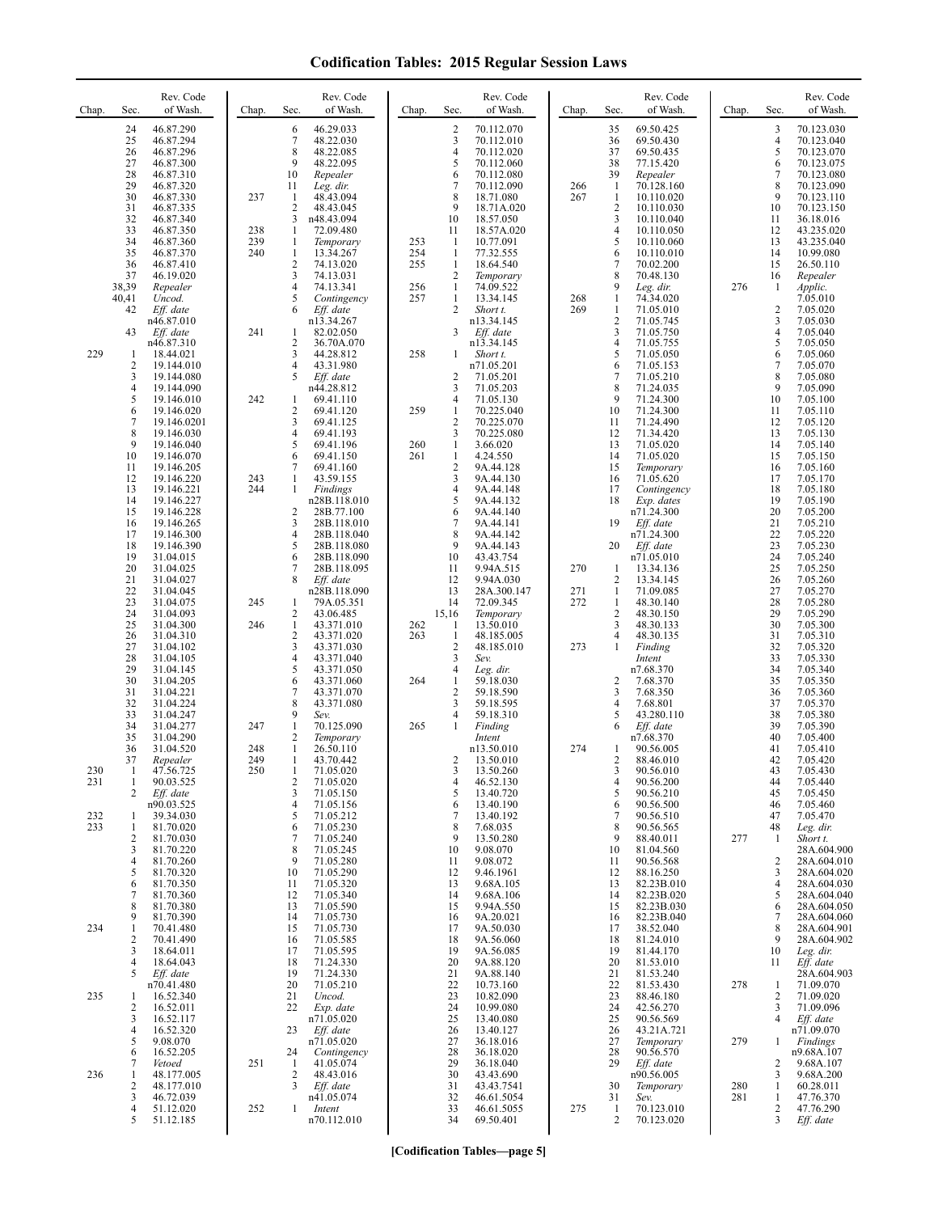# Codification Tables: 2015 Regular Session Laws

| Chap. | Sec. | Rev. Code of Wash. |
|---|---|---|
| | 24 | 46.87.290 |
| | 25 | 46.87.294 |
| | 26 | 46.87.296 |
| | 27 | 46.87.300 |
| | 28 | 46.87.310 |
| | 29 | 46.87.320 |
| | 30 | 46.87.330 |
| | 31 | 46.87.335 |
| | 32 | 46.87.340 |
| | 33 | 46.87.350 |
| | 34 | 46.87.360 |
| | 35 | 46.87.370 |
| | 36 | 46.87.410 |
| | 37 | 46.19.020 |
| | 38,39 | *Repealer* |
| | 40,41 | *Uncod.* |
| | 42 | *Eff. date* n46.87.010 |
| | 43 | *Eff. date* n46.87.310 |
| 229 | 1 | 18.44.021 |
| | 2 | 19.144.010 |
| | 3 | 19.144.080 |
| | 4 | 19.144.090 |
| | 5 | 19.146.010 |
| | 6 | 19.146.020 |
| | 7 | 19.146.0201 |
| | 8 | 19.146.030 |
| | 9 | 19.146.040 |
| | 10 | 19.146.070 |
| | 11 | 19.146.205 |
| | 12 | 19.146.220 |
| | 13 | 19.146.221 |
| | 14 | 19.146.227 |
| | 15 | 19.146.228 |
| | 16 | 19.146.265 |
| | 17 | 19.146.300 |
| | 18 | 19.146.390 |
| | 19 | 31.04.015 |
| | 20 | 31.04.025 |
| | 21 | 31.04.027 |
| | 22 | 31.04.045 |
| | 23 | 31.04.075 |
| | 24 | 31.04.093 |
| | 25 | 31.04.300 |
| | 26 | 31.04.310 |
| | 27 | 31.04.102 |
| | 28 | 31.04.105 |
| | 29 | 31.04.145 |
| | 30 | 31.04.205 |
| | 31 | 31.04.221 |
| | 32 | 31.04.224 |
| | 33 | 31.04.247 |
| | 34 | 31.04.277 |
| | 35 | 31.04.290 |
| | 36 | 31.04.520 |
| | 37 | *Repealer* |
| 230 | 1 | 47.56.725 |
| 231 | 1 | 90.03.525 |
| | 2 | *Eff. date* n90.03.525 |
| 232 | 1 | 39.34.030 |
| 233 | 1 | 81.70.020 |
| | 2 | 81.70.030 |
| | 3 | 81.70.220 |
| | 4 | 81.70.260 |
| | 5 | 81.70.320 |
| | 6 | 81.70.350 |
| | 7 | 81.70.360 |
| | 8 | 81.70.380 |
| | 9 | 81.70.390 |
| 234 | 1 | 70.41.480 |
| | 2 | 70.41.490 |
| | 3 | 18.64.011 |
| | 4 | 18.64.043 |
| | 5 | *Eff. date* n70.41.480 |
| 235 | 1 | 16.52.340 |
| | 2 | 16.52.011 |
| | 3 | 16.52.117 |
| | 4 | 16.52.320 |
| | 5 | 9.08.070 |
| | 6 | 16.52.205 |
| | 7 | *Vetoed* |
| 236 | 1 | 48.177.005 |
| | 2 | 48.177.010 |
| | 3 | 46.72.039 |
| | 4 | 51.12.020 |
| | 5 | 51.12.185 |
| | 6 | 46.29.033 |
| | 7 | 48.22.030 |
| | 8 | 48.22.085 |
| | 9 | 48.22.095 |
| | 10 | *Repealer* |
| | 11 | *Leg. dir.* |
| 237 | 1 | 48.43.094 |
| | 2 | 48.43.045 |
| | 3 | n48.43.094 |
| 238 | 1 | 72.09.480 |
| 239 | 1 | *Temporary* |
| 240 | 1 | 13.34.267 |
| | 2 | 74.13.020 |
| | 3 | 74.13.031 |
| | 4 | 74.13.341 |
| | 5 | *Contingency* |
| | 6 | *Eff. date* n13.34.267 |
| 241 | 1 | 82.02.050 |
| | 2 | 36.70A.070 |
| | 3 | 44.28.812 |
| | 4 | 43.31.980 |
| | 5 | *Eff. date* n44.28.812 |
| 242 | 1 | 69.41.110 |
| | 2 | 69.41.120 |
| | 3 | 69.41.125 |
| | 4 | 69.41.193 |
| | 5 | 69.41.196 |
| | 6 | 69.41.150 |
| | 7 | 69.41.160 |
| 243 | 1 | 43.59.155 |
| 244 | 1 | *Findings* n28B.118.010 |
| | 2 | 28B.77.100 |
| | 3 | 28B.118.010 |
| | 4 | 28B.118.040 |
| | 5 | 28B.118.080 |
| | 6 | 28B.118.090 |
| | 7 | 28B.118.095 |
| | 8 | *Eff. date* n28B.118.090 |
| 245 | 1 | 79A.05.351 |
| | 2 | 43.06.485 |
| 246 | 1 | 43.371.010 |
| | 2 | 43.371.020 |
| | 3 | 43.371.030 |
| | 4 | 43.371.040 |
| | 5 | 43.371.050 |
| | 6 | 43.371.060 |
| | 7 | 43.371.070 |
| | 8 | 43.371.080 |
| | 9 | *Sev.* |
| 247 | 1 | 70.125.090 |
| | 2 | *Temporary* |
| 248 | 1 | 26.50.110 |
| 249 | 1 | 43.70.442 |
| 250 | 1 | 71.05.020 |
| | 2 | 71.05.020 |
| | 3 | 71.05.150 |
| | 4 | 71.05.156 |
| | 5 | 71.05.212 |
| | 6 | 71.05.230 |
| | 7 | 71.05.240 |
| | 8 | 71.05.245 |
| | 9 | 71.05.280 |
| | 10 | 71.05.290 |
| | 11 | 71.05.320 |
| | 12 | 71.05.340 |
| | 13 | 71.05.590 |
| | 14 | 71.05.730 |
| | 15 | 71.05.730 |
| | 16 | 71.05.585 |
| | 17 | 71.05.595 |
| | 18 | 71.24.330 |
| | 19 | 71.24.330 |
| | 20 | 71.05.210 |
| | 21 | *Uncod.* |
| | 22 | *Exp. date* n71.05.020 |
| | 23 | *Eff. date* n71.05.020 |
| | 24 | *Contingency* |
| 251 | 1 | 41.05.074 |
| | 2 | 48.43.016 |
| | 3 | *Eff. date* n41.05.074 |
| 252 | 1 | *Intent* n70.112.010 |
| | 2 | 70.112.070 |
| | 3 | 70.112.010 |
| | 4 | 70.112.020 |
| | 5 | 70.112.060 |
| | 6 | 70.112.080 |
| | 7 | 70.112.090 |
| | 8 | 18.71.080 |
| | 9 | 18.71A.020 |
| | 10 | 18.57.050 |
| | 11 | 18.57A.020 |
| 253 | 1 | 10.77.091 |
| 254 | 1 | 77.32.555 |
| 255 | 1 | 18.64.540 |
| | 2 | *Temporary* |
| 256 | 1 | 74.09.522 |
| 257 | 1 | 13.34.145 |
| | 2 | *Short t.* n13.34.145 |
| | 3 | *Eff. date* n13.34.145 |
| 258 | 1 | *Short t.* n71.05.201 |
| | 2 | 71.05.201 |
| | 3 | 71.05.203 |
| | 4 | 71.05.130 |
| 259 | 1 | 70.225.040 |
| | 2 | 70.225.070 |
| | 3 | 70.225.080 |
| 260 | 1 | 3.66.020 |
| 261 | 1 | 4.24.550 |
| | 2 | 9A.44.128 |
| | 3 | 9A.44.130 |
| | 4 | 9A.44.148 |
| | 5 | 9A.44.132 |
| | 6 | 9A.44.140 |
| | 7 | 9A.44.141 |
| | 8 | 9A.44.142 |
| | 9 | 9A.44.143 |
| | 10 | 43.43.754 |
| | 11 | 9.94A.515 |
| | 12 | 9.94A.030 |
| | 13 | 28A.300.147 |
| | 14 | 72.09.345 |
| | 15,16 | *Temporary* |
| 262 | 1 | 13.50.010 |
| 263 | 1 | 48.185.005 |
| | 2 | 48.185.010 |
| | 3 | *Sev.* |
| | 4 | *Leg. dir.* |
| 264 | 1 | 59.18.030 |
| | 2 | 59.18.590 |
| | 3 | 59.18.595 |
| | 4 | 59.18.310 |
| 265 | 1 | *Finding Intent* n13.50.010 |
| | 2 | 13.50.010 |
| | 3 | 13.50.260 |
| | 4 | 46.52.130 |
| | 5 | 13.40.720 |
| | 6 | 13.40.190 |
| | 7 | 13.40.192 |
| | 8 | 7.68.035 |
| | 9 | 13.50.280 |
| | 10 | 9.08.070 |
| | 11 | 9.08.072 |
| | 12 | 9.46.1961 |
| | 13 | 9.68A.105 |
| | 14 | 9.68A.106 |
| | 15 | 9.94A.550 |
| | 16 | 9A.20.021 |
| | 17 | 9A.50.030 |
| | 18 | 9A.56.060 |
| | 19 | 9A.56.085 |
| | 20 | 9A.88.120 |
| | 21 | 9A.88.140 |
| | 22 | 10.73.160 |
| | 23 | 10.82.090 |
| | 24 | 10.99.080 |
| | 25 | 13.40.080 |
| | 26 | 13.40.127 |
| | 27 | 36.18.016 |
| | 28 | 36.18.020 |
| | 29 | 36.18.040 |
| | 30 | 43.43.690 |
| | 31 | 43.43.7541 |
| | 32 | 46.61.5054 |
| | 33 | 46.61.5055 |
| | 34 | 69.50.401 |
| | 35 | 69.50.425 |
| | 36 | 69.50.430 |
| | 37 | 69.50.435 |
| | 38 | 77.15.420 |
| | 39 | *Repealer* |
| 266 | 1 | 70.128.160 |
| 267 | 1 | 10.110.020 |
| | 2 | 10.110.030 |
| | 3 | 10.110.040 |
| | 4 | 10.110.050 |
| | 5 | 10.110.060 |
| | 6 | 10.110.010 |
| | 7 | 70.02.200 |
| | 8 | 70.48.130 |
| | 9 | *Leg. dir.* |
| 268 | 1 | 74.34.020 |
| 269 | 1 | 71.05.010 |
| | 2 | 71.05.745 |
| | 3 | 71.05.750 |
| | 4 | 71.05.755 |
| | 5 | 71.05.050 |
| | 6 | 71.05.153 |
| | 7 | 71.05.210 |
| | 8 | 71.24.035 |
| | 9 | 71.24.300 |
| | 10 | 71.24.300 |
| | 11 | 71.24.490 |
| | 12 | 71.34.420 |
| | 13 | 71.05.020 |
| | 14 | 71.05.020 |
| | 15 | *Temporary* |
| | 16 | 71.05.620 |
| | 17 | *Contingency* |
| | 18 | *Exp. dates* n71.24.300 |
| | 19 | *Eff. date* n71.24.300 |
| | 20 | *Eff. date* n71.05.010 |
| 270 | 1 | 13.34.136 |
| | 2 | 13.34.145 |
| 271 | 1 | 71.09.085 |
| 272 | 1 | 48.30.140 |
| | 2 | 48.30.150 |
| | 3 | 48.30.133 |
| | 4 | 48.30.135 |
| 273 | 1 | *Finding Intent* n7.68.370 |
| | 2 | 7.68.370 |
| | 3 | 7.68.350 |
| | 4 | 7.68.801 |
| | 5 | 43.280.110 |
| | 6 | *Eff. date* n7.68.370 |
| 274 | 1 | 90.56.005 |
| | 2 | 88.46.010 |
| | 3 | 90.56.010 |
| | 4 | 90.56.200 |
| | 5 | 90.56.210 |
| | 6 | 90.56.500 |
| | 7 | 90.56.510 |
| | 8 | 90.56.565 |
| | 9 | 88.40.011 |
| | 10 | 81.04.560 |
| | 11 | 90.56.568 |
| | 12 | 88.16.250 |
| | 13 | 82.23B.010 |
| | 14 | 82.23B.020 |
| | 15 | 82.23B.030 |
| | 16 | 82.23B.040 |
| | 17 | 38.52.040 |
| | 18 | 81.24.010 |
| | 19 | 81.44.170 |
| | 20 | 81.53.010 |
| | 21 | 81.53.240 |
| | 22 | 81.53.430 |
| | 23 | 88.46.180 |
| | 24 | 42.56.270 |
| | 25 | 90.56.569 |
| | 26 | 43.21A.721 |
| | 27 | *Temporary* |
| | 28 | 90.56.570 |
| | 29 | *Eff. date* n90.56.005 |
| | 30 | *Temporary* |
| | 31 | *Sev.* |
| 275 | 1 | 70.123.010 |
| | 2 | 70.123.020 |
| | 3 | 70.123.030 |
| | 4 | 70.123.040 |
| | 5 | 70.123.070 |
| | 6 | 70.123.075 |
| | 7 | 70.123.080 |
| | 8 | 70.123.090 |
| | 9 | 70.123.110 |
| | 10 | 70.123.150 |
| | 11 | 36.18.016 |
| | 12 | 43.235.020 |
| | 13 | 43.235.040 |
| | 14 | 10.99.080 |
| | 15 | 26.50.110 |
| | 16 | *Repealer* |
| 276 | 1 | *Applic.* 7.05.010 |
| | 2 | 7.05.020 |
| | 3 | 7.05.030 |
| | 4 | 7.05.040 |
| | 5 | 7.05.050 |
| | 6 | 7.05.060 |
| | 7 | 7.05.070 |
| | 8 | 7.05.080 |
| | 9 | 7.05.090 |
| | 10 | 7.05.100 |
| | 11 | 7.05.110 |
| | 12 | 7.05.120 |
| | 13 | 7.05.130 |
| | 14 | 7.05.140 |
| | 15 | 7.05.150 |
| | 16 | 7.05.160 |
| | 17 | 7.05.170 |
| | 18 | 7.05.180 |
| | 19 | 7.05.190 |
| | 20 | 7.05.200 |
| | 21 | 7.05.210 |
| | 22 | 7.05.220 |
| | 23 | 7.05.230 |
| | 24 | 7.05.240 |
| | 25 | 7.05.250 |
| | 26 | 7.05.260 |
| | 27 | 7.05.270 |
| | 28 | 7.05.280 |
| | 29 | 7.05.290 |
| | 30 | 7.05.300 |
| | 31 | 7.05.310 |
| | 32 | 7.05.320 |
| | 33 | 7.05.330 |
| | 34 | 7.05.340 |
| | 35 | 7.05.350 |
| | 36 | 7.05.360 |
| | 37 | 7.05.370 |
| | 38 | 7.05.380 |
| | 39 | 7.05.390 |
| | 40 | 7.05.400 |
| | 41 | 7.05.410 |
| | 42 | 7.05.420 |
| | 43 | 7.05.430 |
| | 44 | 7.05.440 |
| | 45 | 7.05.450 |
| | 46 | 7.05.460 |
| | 47 | 7.05.470 |
| | 48 | *Leg. dir.* |
| 277 | 1 | *Short t.* 28A.604.900 |
| | 2 | 28A.604.010 |
| | 3 | 28A.604.020 |
| | 4 | 28A.604.030 |
| | 5 | 28A.604.040 |
| | 6 | 28A.604.050 |
| | 7 | 28A.604.060 |
| | 8 | 28A.604.901 |
| | 9 | 28A.604.902 |
| | 10 | *Leg. dir.* |
| | 11 | *Eff. date* 28A.604.903 |
| 278 | 1 | 71.09.070 |
| | 2 | 71.09.020 |
| | 3 | 71.09.096 |
| | 4 | *Eff. date* n71.09.070 |
| 279 | 1 | *Findings* n9.68A.107 |
| | 2 | 9.68A.107 |
| | 3 | 9.68A.200 |
| 280 | 1 | 60.28.011 |
| 281 | 1 | 47.76.370 |
| | 2 | 47.76.290 |
| | 3 | *Eff. date* |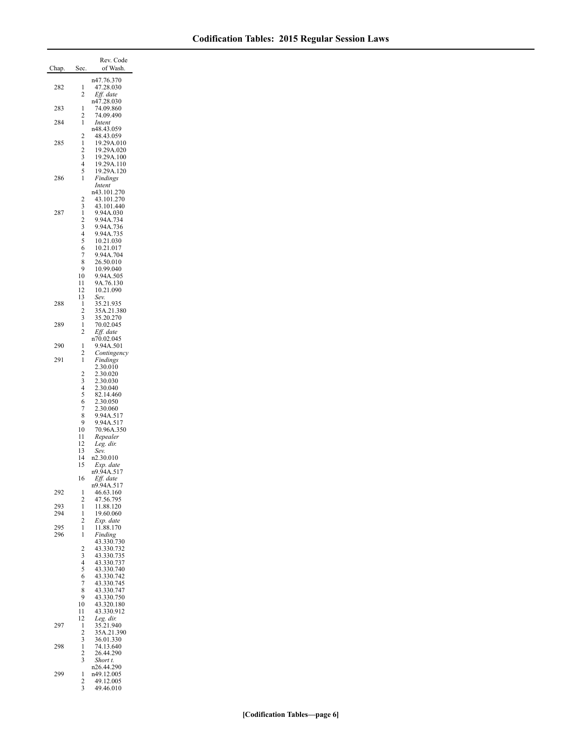| Chap. | Sec. | Rev. Code of Wash. |
|---|---|---|
| | | n47.76.370 |
| 282 | 1 | 47.28.030 |
| | 2 | *Eff. date* |
| | | n47.28.030 |
| 283 | 1 | 74.09.860 |
| | 2 | 74.09.490 |
| 284 | 1 | *Intent* |
| | | n48.43.059 |
| | 2 | 48.43.059 |
| 285 | 1 | 19.29A.010 |
| | 2 | 19.29A.020 |
| | 3 | 19.29A.100 |
| | 4 | 19.29A.110 |
| | 5 | 19.29A.120 |
| 286 | 1 | *Findings* |
| | | *Intent* |
| | | n43.101.270 |
| | 2 | 43.101.270 |
| | 3 | 43.101.440 |
| 287 | 1 | 9.94A.030 |
| | 2 | 9.94A.734 |
| | 3 | 9.94A.736 |
| | 4 | 9.94A.735 |
| | 5 | 10.21.030 |
| | 6 | 10.21.017 |
| | 7 | 9.94A.704 |
| | 8 | 26.50.010 |
| | 9 | 10.99.040 |
| | 10 | 9.94A.505 |
| | 11 | 9A.76.130 |
| | 12 | 10.21.090 |
| | 13 | *Sev.* |
| 288 | 1 | 35.21.935 |
| | 2 | 35A.21.380 |
| | 3 | 35.20.270 |
| 289 | 1 | 70.02.045 |
| | 2 | *Eff. date* |
| | | n70.02.045 |
| 290 | 1 | 9.94A.501 |
| | 2 | *Contingency* |
| 291 | 1 | *Findings* |
| | | 2.30.010 |
| | 2 | 2.30.020 |
| | 3 | 2.30.030 |
| | 4 | 2.30.040 |
| | 5 | 82.14.460 |
| | 6 | 2.30.050 |
| | 7 | 2.30.060 |
| | 8 | 9.94A.517 |
| | 9 | 9.94A.517 |
| | 10 | 70.96A.350 |
| | 11 | *Repealer* |
| | 12 | *Leg. dir.* |
| | 13 | *Sev.* |
| | 14 | n2.30.010 |
| | 15 | *Exp. date* |
| | | n9.94A.517 |
| | 16 | *Eff. date* |
| | | n9.94A.517 |
| 292 | 1 | 46.63.160 |
| | 2 | 47.56.795 |
| 293 | 1 | 11.88.120 |
| 294 | 1 | 19.60.060 |
| | 2 | *Exp. date* |
| 295 | 1 | 11.88.170 |
| 296 | 1 | *Finding* |
| | | 43.330.730 |
| | 2 | 43.330.732 |
| | 3 | 43.330.735 |
| | 4 | 43.330.737 |
| | 5 | 43.330.740 |
| | 6 | 43.330.742 |
| | 7 | 43.330.745 |
| | 8 | 43.330.747 |
| | 9 | 43.330.750 |
| | 10 | 43.320.180 |
| | 11 | 43.330.912 |
| | 12 | *Leg. dir.* |
| 297 | 1 | 35.21.940 |
| | 2 | 35A.21.390 |
| | 3 | 36.01.330 |
| 298 | 1 | 74.13.640 |
| | 2 | 26.44.290 |
| | 3 | *Short t.* |
| | | n26.44.290 |
| 299 | 1 | n49.12.005 |
| | 2 | 49.12.005 |
| | 3 | 49.46.010 |